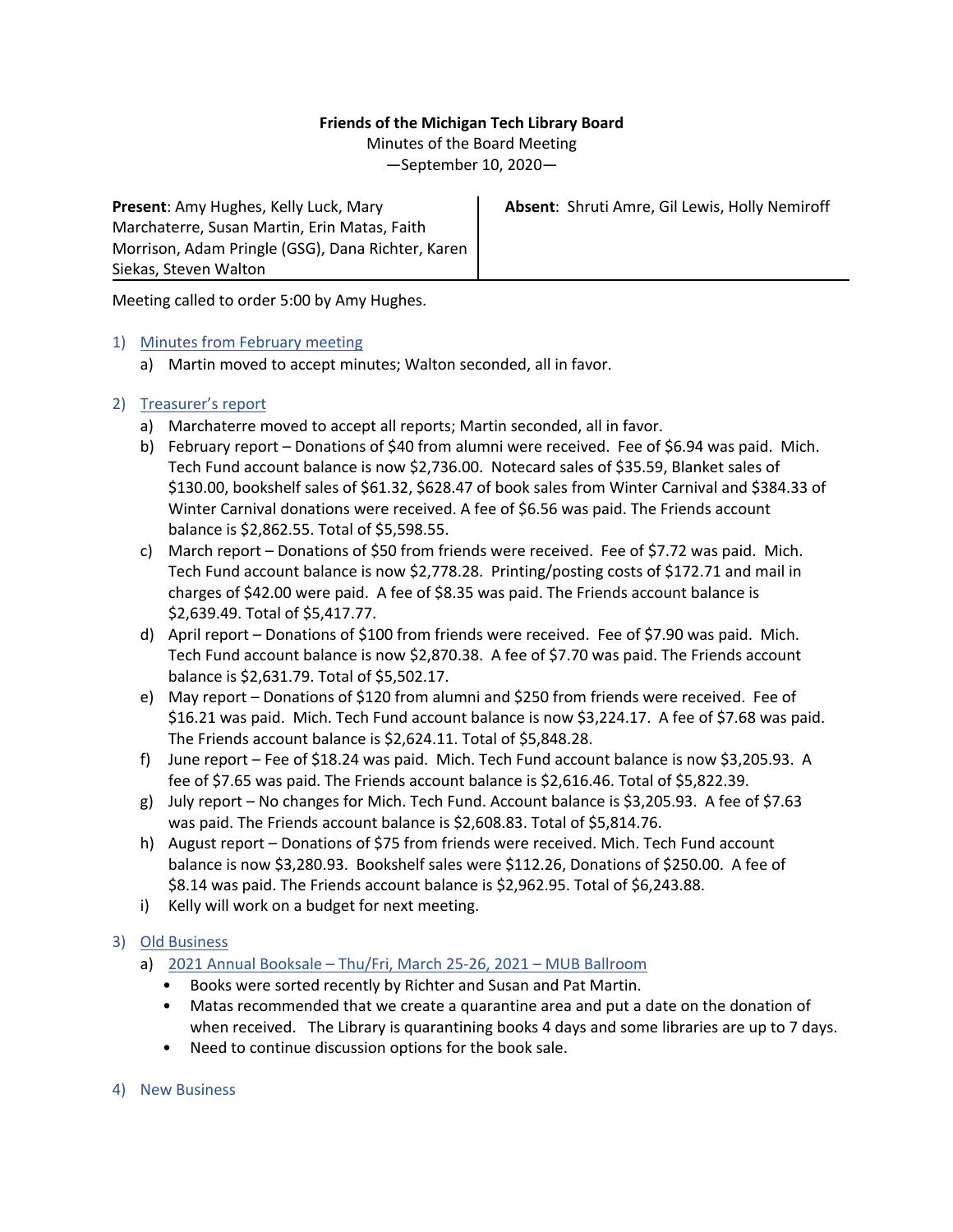**Friends of the Michigan Tech Library Board**

Minutes of the Board Meeting

—September 10, 2020—

| **Present**: Amy Hughes, Kelly Luck, Mary Marchaterre, Susan Martin, Erin Matas, Faith Morrison, Adam Pringle (GSG), Dana Richter, Karen Siekas, Steven Walton | **Absent**: Shruti Amre, Gil Lewis, Holly Nemiroff |
|---|---|

Meeting called to order 5:00 by Amy Hughes.

1) Minutes from February meeting
   a) Martin moved to accept minutes; Walton seconded, all in favor.

2) Treasurer's report
   a) Marchaterre moved to accept all reports; Martin seconded, all in favor.
   b) February report – Donations of $40 from alumni were received. Fee of $6.94 was paid. Mich. Tech Fund account balance is now $2,736.00. Notecard sales of $35.59, Blanket sales of $130.00, bookshelf sales of $61.32, $628.47 of book sales from Winter Carnival and $384.33 of Winter Carnival donations were received. A fee of $6.56 was paid. The Friends account balance is $2,862.55. Total of $5,598.55.
   c) March report – Donations of $50 from friends were received. Fee of $7.72 was paid. Mich. Tech Fund account balance is now $2,778.28. Printing/posting costs of $172.71 and mail in charges of $42.00 were paid. A fee of $8.35 was paid. The Friends account balance is $2,639.49. Total of $5,417.77.
   d) April report – Donations of $100 from friends were received. Fee of $7.90 was paid. Mich. Tech Fund account balance is now $2,870.38. A fee of $7.70 was paid. The Friends account balance is $2,631.79. Total of $5,502.17.
   e) May report – Donations of $120 from alumni and $250 from friends were received. Fee of $16.21 was paid. Mich. Tech Fund account balance is now $3,224.17. A fee of $7.68 was paid. The Friends account balance is $2,624.11. Total of $5,848.28.
   f) June report – Fee of $18.24 was paid. Mich. Tech Fund account balance is now $3,205.93. A fee of $7.65 was paid. The Friends account balance is $2,616.46. Total of $5,822.39.
   g) July report – No changes for Mich. Tech Fund. Account balance is $3,205.93. A fee of $7.63 was paid. The Friends account balance is $2,608.83. Total of $5,814.76.
   h) August report – Donations of $75 from friends were received. Mich. Tech Fund account balance is now $3,280.93. Bookshelf sales were $112.26, Donations of $250.00. A fee of $8.14 was paid. The Friends account balance is $2,962.95. Total of $6,243.88.
   i) Kelly will work on a budget for next meeting.

3) Old Business
   a) 2021 Annual Booksale – Thu/Fri, March 25-26, 2021 – MUB Ballroom
      - Books were sorted recently by Richter and Susan and Pat Martin.
      - Matas recommended that we create a quarantine area and put a date on the donation of when received. The Library is quarantining books 4 days and some libraries are up to 7 days.
      - Need to continue discussion options for the book sale.

4) New Business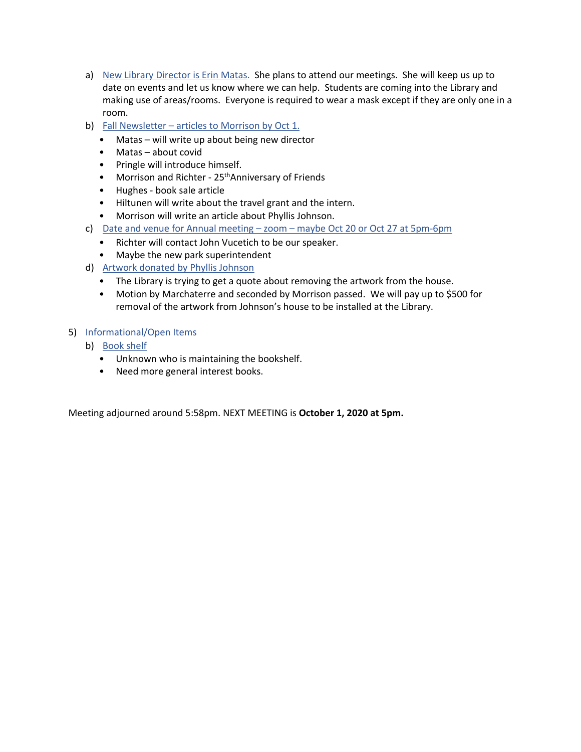a) New Library Director is Erin Matas. She plans to attend our meetings. She will keep us up to date on events and let us know where we can help. Students are coming into the Library and making use of areas/rooms. Everyone is required to wear a mask except if they are only one in a room.

b) Fall Newsletter – articles to Morrison by Oct 1.
   - Matas – will write up about being new director
   - Matas – about covid
   - Pringle will introduce himself.
   - Morrison and Richter - 25th Anniversary of Friends
   - Hughes - book sale article
   - Hiltunen will write about the travel grant and the intern.
   - Morrison will write an article about Phyllis Johnson.

c) Date and venue for Annual meeting – zoom – maybe Oct 20 or Oct 27 at 5pm-6pm
   - Richter will contact John Vucetich to be our speaker.
   - Maybe the new park superintendent

d) Artwork donated by Phyllis Johnson
   - The Library is trying to get a quote about removing the artwork from the house.
   - Motion by Marchaterre and seconded by Morrison passed. We will pay up to $500 for removal of the artwork from Johnson's house to be installed at the Library.

5) Informational/Open Items

b) Book shelf
   - Unknown who is maintaining the bookshelf.
   - Need more general interest books.

Meeting adjourned around 5:58pm. NEXT MEETING is **October 1, 2020 at 5pm.**